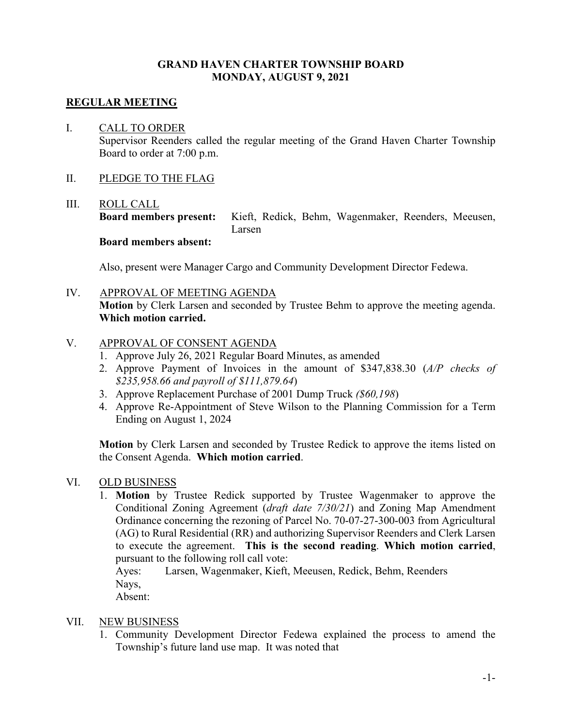**GRAND HAVEN CHARTER TOWNSHIP BOARD**
**MONDAY, AUGUST 9, 2021**

## REGULAR MEETING

I. CALL TO ORDER

Supervisor Reenders called the regular meeting of the Grand Haven Charter Township Board to order at 7:00 p.m.

II. PLEDGE TO THE FLAG

III. ROLL CALL

**Board members present:** Kieft, Redick, Behm, Wagenmaker, Reenders, Meeusen, Larsen

**Board members absent:**

Also, present were Manager Cargo and Community Development Director Fedewa.

IV. APPROVAL OF MEETING AGENDA

**Motion** by Clerk Larsen and seconded by Trustee Behm to approve the meeting agenda. **Which motion carried.**

V. APPROVAL OF CONSENT AGENDA

1. Approve July 26, 2021 Regular Board Minutes, as amended
2. Approve Payment of Invoices in the amount of $347,838.30 (*A/P checks of $235,958.66 and payroll of $111,879.64*)
3. Approve Replacement Purchase of 2001 Dump Truck *($60,198*)
4. Approve Re-Appointment of Steve Wilson to the Planning Commission for a Term Ending on August 1, 2024

**Motion** by Clerk Larsen and seconded by Trustee Redick to approve the items listed on the Consent Agenda. **Which motion carried**.

VI. OLD BUSINESS

1. **Motion** by Trustee Redick supported by Trustee Wagenmaker to approve the Conditional Zoning Agreement (*draft date 7/30/21*) and Zoning Map Amendment Ordinance concerning the rezoning of Parcel No. 70-07-27-300-003 from Agricultural (AG) to Rural Residential (RR) and authorizing Supervisor Reenders and Clerk Larsen to execute the agreement. **This is the second reading**. **Which motion carried**, pursuant to the following roll call vote:

   Ayes: Larsen, Wagenmaker, Kieft, Meeusen, Redick, Behm, Reenders
   Nays,
   Absent:

VII. NEW BUSINESS

1. Community Development Director Fedewa explained the process to amend the Township's future land use map. It was noted that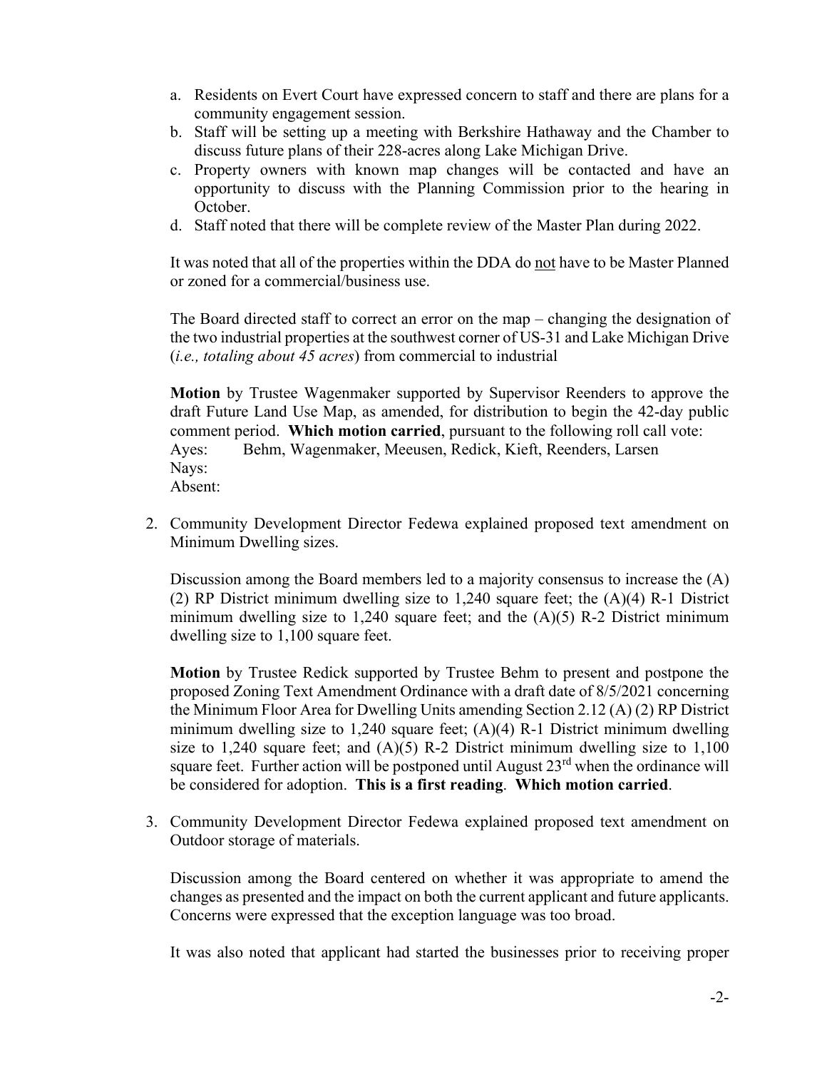a. Residents on Evert Court have expressed concern to staff and there are plans for a community engagement session.
b. Staff will be setting up a meeting with Berkshire Hathaway and the Chamber to discuss future plans of their 228-acres along Lake Michigan Drive.
c. Property owners with known map changes will be contacted and have an opportunity to discuss with the Planning Commission prior to the hearing in October.
d. Staff noted that there will be complete review of the Master Plan during 2022.

It was noted that all of the properties within the DDA do not have to be Master Planned or zoned for a commercial/business use.

The Board directed staff to correct an error on the map – changing the designation of the two industrial properties at the southwest corner of US-31 and Lake Michigan Drive (*i.e., totaling about 45 acres*) from commercial to industrial

**Motion** by Trustee Wagenmaker supported by Supervisor Reenders to approve the draft Future Land Use Map, as amended, for distribution to begin the 42-day public comment period. **Which motion carried**, pursuant to the following roll call vote:
Ayes: Behm, Wagenmaker, Meeusen, Redick, Kieft, Reenders, Larsen
Nays:
Absent:

2. Community Development Director Fedewa explained proposed text amendment on Minimum Dwelling sizes.

   Discussion among the Board members led to a majority consensus to increase the (A)(2) RP District minimum dwelling size to 1,240 square feet; the (A)(4) R-1 District minimum dwelling size to 1,240 square feet; and the (A)(5) R-2 District minimum dwelling size to 1,100 square feet.

   **Motion** by Trustee Redick supported by Trustee Behm to present and postpone the proposed Zoning Text Amendment Ordinance with a draft date of 8/5/2021 concerning the Minimum Floor Area for Dwelling Units amending Section 2.12 (A) (2) RP District minimum dwelling size to 1,240 square feet; (A)(4) R-1 District minimum dwelling size to 1,240 square feet; and (A)(5) R-2 District minimum dwelling size to 1,100 square feet. Further action will be postponed until August 23rd when the ordinance will be considered for adoption. **This is a first reading**. **Which motion carried**.

3. Community Development Director Fedewa explained proposed text amendment on Outdoor storage of materials.

   Discussion among the Board centered on whether it was appropriate to amend the changes as presented and the impact on both the current applicant and future applicants. Concerns were expressed that the exception language was too broad.

   It was also noted that applicant had started the businesses prior to receiving proper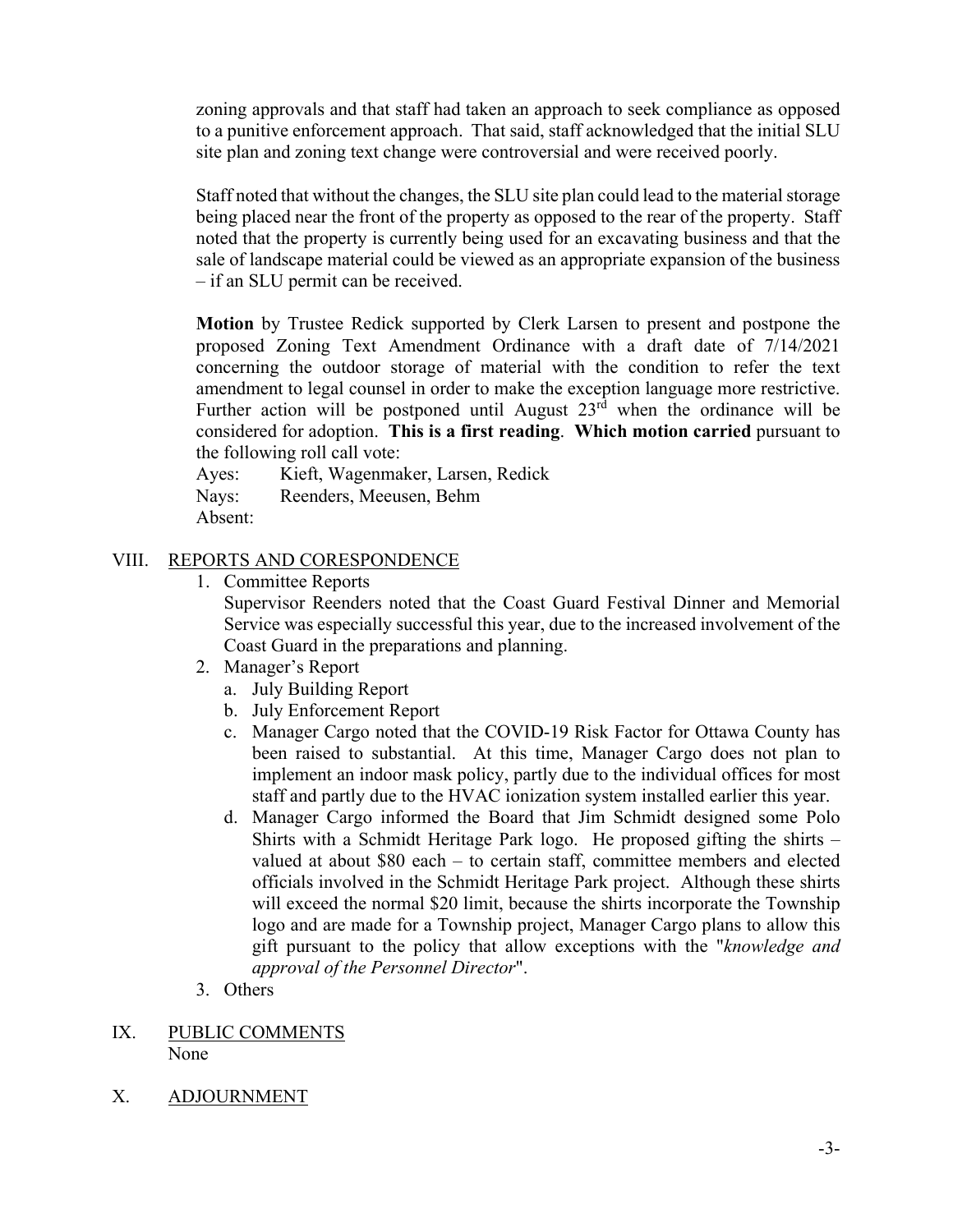zoning approvals and that staff had taken an approach to seek compliance as opposed to a punitive enforcement approach. That said, staff acknowledged that the initial SLU site plan and zoning text change were controversial and were received poorly.

Staff noted that without the changes, the SLU site plan could lead to the material storage being placed near the front of the property as opposed to the rear of the property. Staff noted that the property is currently being used for an excavating business and that the sale of landscape material could be viewed as an appropriate expansion of the business – if an SLU permit can be received.

**Motion** by Trustee Redick supported by Clerk Larsen to present and postpone the proposed Zoning Text Amendment Ordinance with a draft date of 7/14/2021 concerning the outdoor storage of material with the condition to refer the text amendment to legal counsel in order to make the exception language more restrictive. Further action will be postponed until August 23rd when the ordinance will be considered for adoption. **This is a first reading**. **Which motion carried** pursuant to the following roll call vote:

Ayes: Kieft, Wagenmaker, Larsen, Redick
Nays: Reenders, Meeusen, Behm
Absent:

VIII. REPORTS AND CORESPONDENCE

1. Committee Reports
   Supervisor Reenders noted that the Coast Guard Festival Dinner and Memorial Service was especially successful this year, due to the increased involvement of the Coast Guard in the preparations and planning.
2. Manager's Report
   a. July Building Report
   b. July Enforcement Report
   c. Manager Cargo noted that the COVID-19 Risk Factor for Ottawa County has been raised to substantial. At this time, Manager Cargo does not plan to implement an indoor mask policy, partly due to the individual offices for most staff and partly due to the HVAC ionization system installed earlier this year.
   d. Manager Cargo informed the Board that Jim Schmidt designed some Polo Shirts with a Schmidt Heritage Park logo. He proposed gifting the shirts – valued at about $80 each – to certain staff, committee members and elected officials involved in the Schmidt Heritage Park project. Although these shirts will exceed the normal $20 limit, because the shirts incorporate the Township logo and are made for a Township project, Manager Cargo plans to allow this gift pursuant to the policy that allow exceptions with the "*knowledge and approval of the Personnel Director*".
3. Others

IX. PUBLIC COMMENTS
None

X. ADJOURNMENT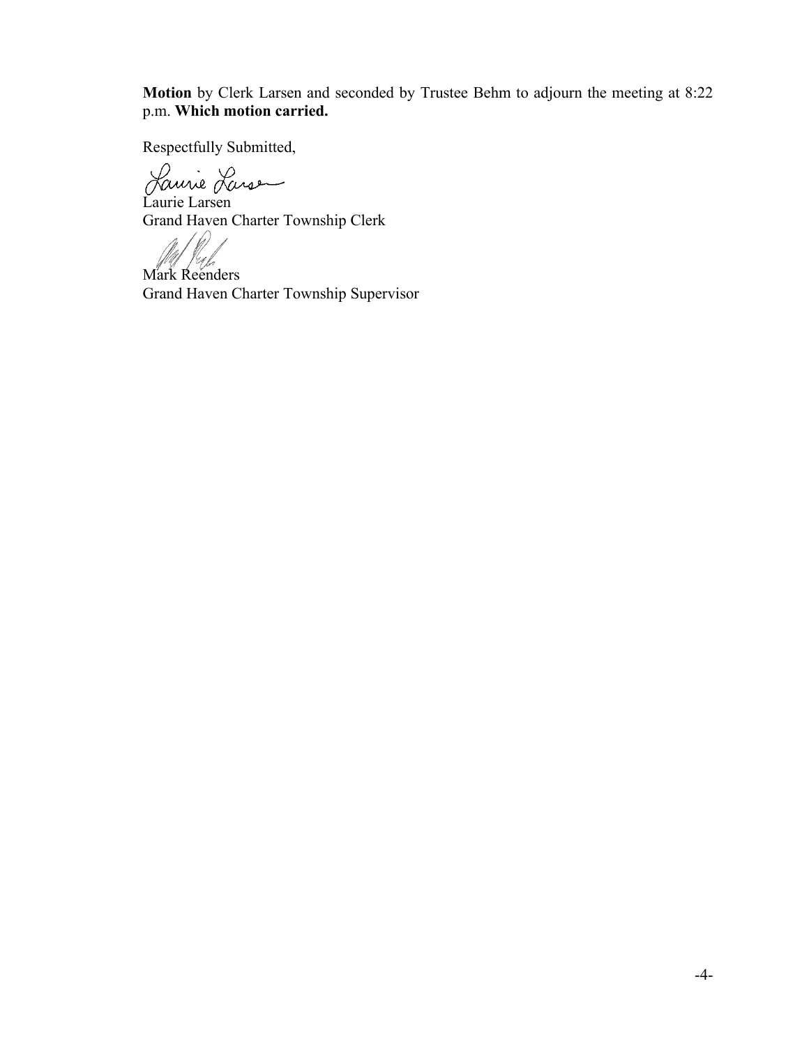**Motion** by Clerk Larsen and seconded by Trustee Behm to adjourn the meeting at 8:22 p.m. **Which motion carried.**

Respectfully Submitted,

Laurie Larsen
Grand Haven Charter Township Clerk

Mark Reenders
Grand Haven Charter Township Supervisor